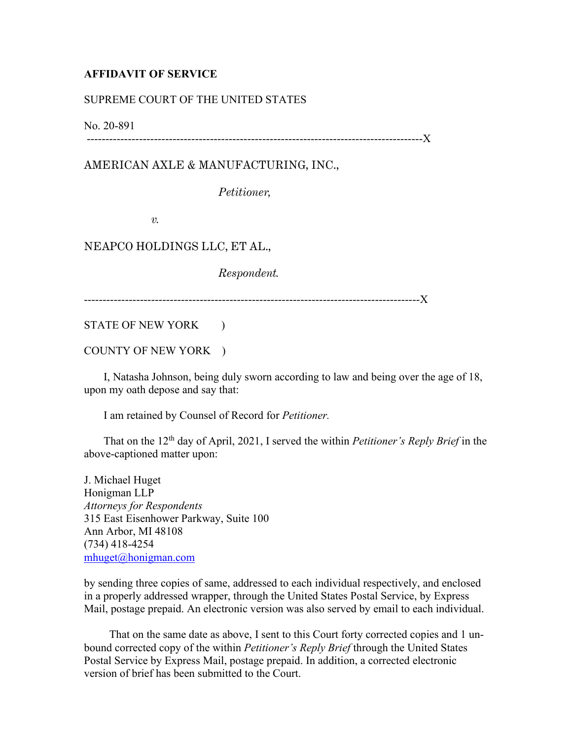**AFFIDAVIT OF SERVICE**

SUPREME COURT OF THE UNITED STATES

No. 20-891

---------------------------------------------------------------------------------------X

AMERICAN AXLE & MANUFACTURING, INC.,

*Petitioner,*

*v.*

NEAPCO HOLDINGS LLC, ET AL.,

*Respondent.*

---------------------------------------------------------------------------------------X

STATE OF NEW YORK )

COUNTY OF NEW YORK )

I, Natasha Johnson, being duly sworn according to law and being over the age of 18, upon my oath depose and say that:

I am retained by Counsel of Record for *Petitioner.*

That on the 12th day of April, 2021, I served the within *Petitioner's Reply Brief* in the above-captioned matter upon:

J. Michael Huget
Honigman LLP
*Attorneys for Respondents*
315 East Eisenhower Parkway, Suite 100
Ann Arbor, MI 48108
(734) 418-4254
mhuget@honigman.com

by sending three copies of same, addressed to each individual respectively, and enclosed in a properly addressed wrapper, through the United States Postal Service, by Express Mail, postage prepaid. An electronic version was also served by email to each individual.

That on the same date as above, I sent to this Court forty corrected copies and 1 un-bound corrected copy of the within *Petitioner's Reply Brief* through the United States Postal Service by Express Mail, postage prepaid. In addition, a corrected electronic version of brief has been submitted to the Court.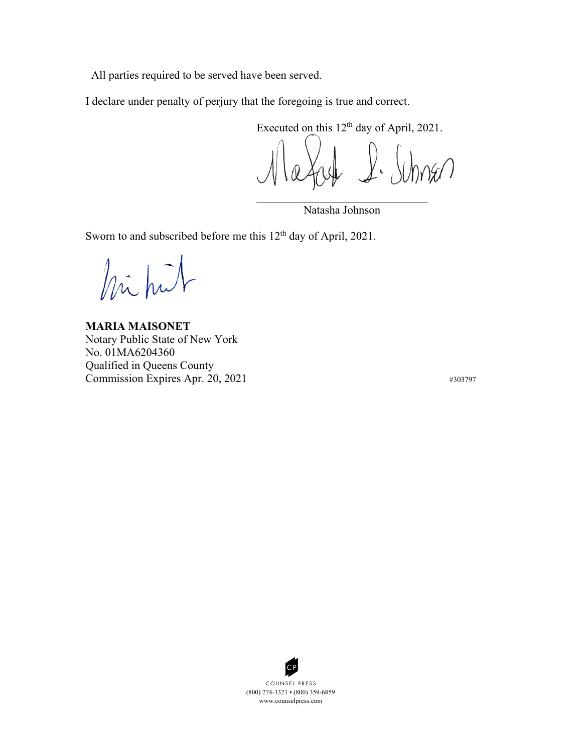All parties required to be served have been served.

I declare under penalty of perjury that the foregoing is true and correct.

Executed on this 12th day of April, 2021.

\_\_\_\_\_\_\_\_\_\_\_\_\_\_\_\_\_\_\_\_\_\_\_\_\_\_\_\_\_\_

Natasha Johnson

Sworn to and subscribed before me this 12th day of April, 2021.

**MARIA MAISONET**
Notary Public State of New York
No. 01MA6204360
Qualified in Queens County
Commission Expires Apr. 20, 2021

#303797

COUNSEL PRESS
(800) 274-3321 • (800) 359-6859
www.counselpress.com